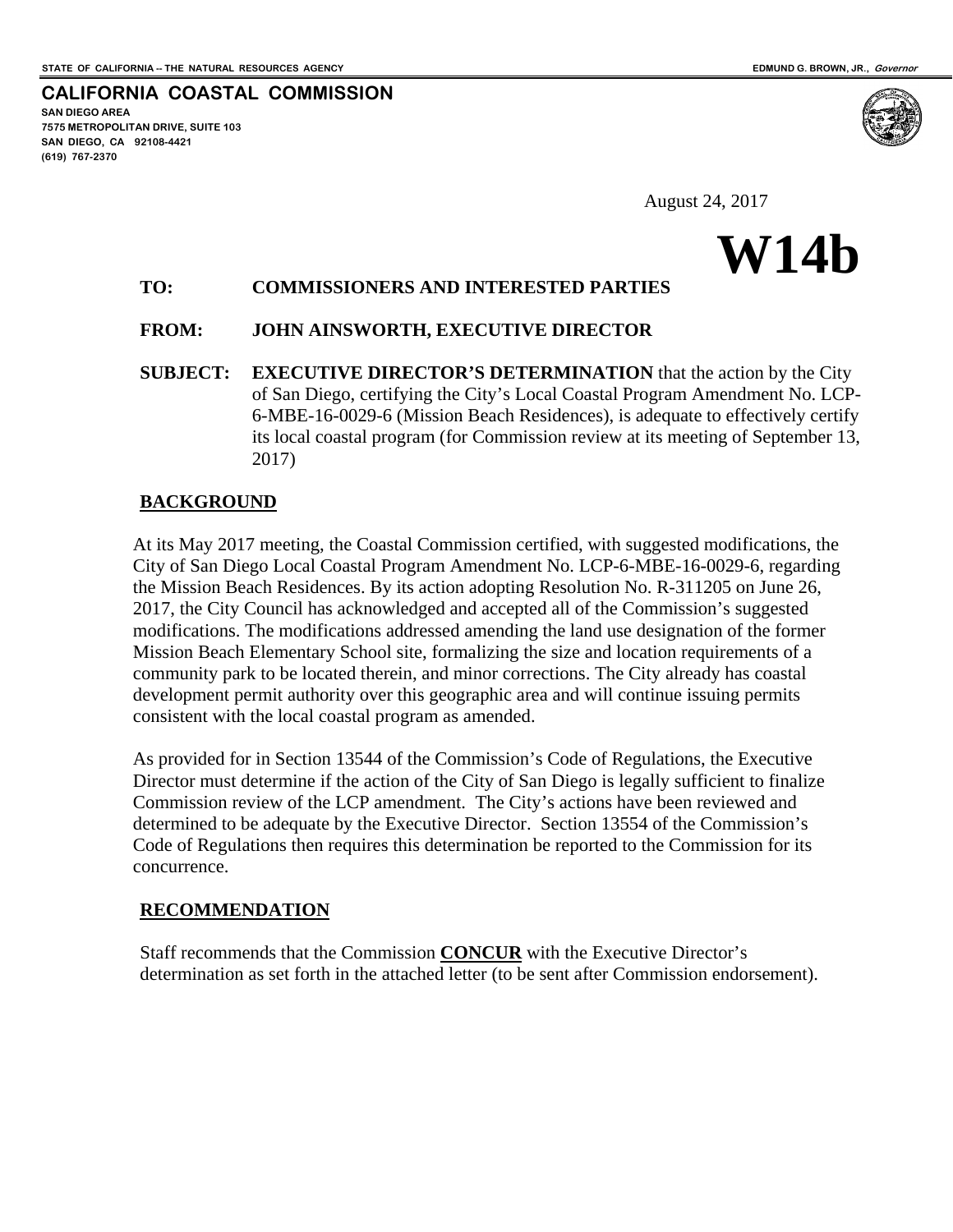STATE OF CALIFORNIA -- THE NATURAL RESOURCES AGENCY

EDMUND G. BROWN, JR., *Governor*

**CALIFORNIA COASTAL COMMISSION**
SAN DIEGO AREA
7575 METROPOLITAN DRIVE, SUITE 103
SAN DIEGO, CA 92108-4421
(619) 767-2370

August 24, 2017

# W14b

**TO:** **COMMISSIONERS AND INTERESTED PARTIES**

**FROM:** **JOHN AINSWORTH, EXECUTIVE DIRECTOR**

**SUBJECT:** **EXECUTIVE DIRECTOR'S DETERMINATION** that the action by the City of San Diego, certifying the City's Local Coastal Program Amendment No. LCP-6-MBE-16-0029-6 (Mission Beach Residences), is adequate to effectively certify its local coastal program (for Commission review at its meeting of September 13, 2017)

## BACKGROUND

At its May 2017 meeting, the Coastal Commission certified, with suggested modifications, the City of San Diego Local Coastal Program Amendment No. LCP-6-MBE-16-0029-6, regarding the Mission Beach Residences. By its action adopting Resolution No. R-311205 on June 26, 2017, the City Council has acknowledged and accepted all of the Commission's suggested modifications. The modifications addressed amending the land use designation of the former Mission Beach Elementary School site, formalizing the size and location requirements of a community park to be located therein, and minor corrections. The City already has coastal development permit authority over this geographic area and will continue issuing permits consistent with the local coastal program as amended.

As provided for in Section 13544 of the Commission's Code of Regulations, the Executive Director must determine if the action of the City of San Diego is legally sufficient to finalize Commission review of the LCP amendment. The City's actions have been reviewed and determined to be adequate by the Executive Director. Section 13554 of the Commission's Code of Regulations then requires this determination be reported to the Commission for its concurrence.

## RECOMMENDATION

Staff recommends that the Commission **CONCUR** with the Executive Director's determination as set forth in the attached letter (to be sent after Commission endorsement).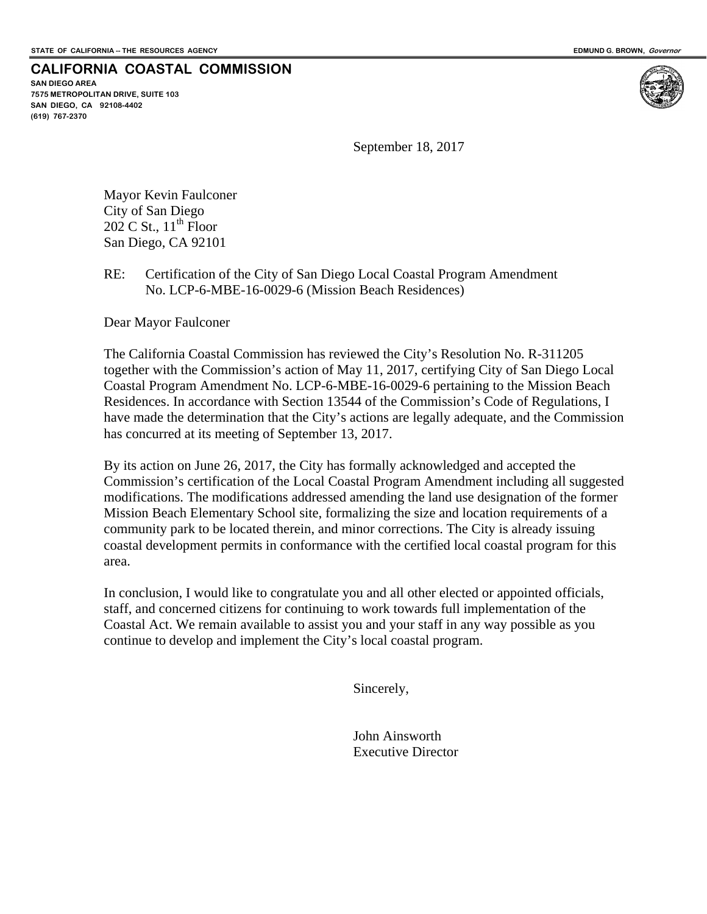STATE OF CALIFORNIA -- THE RESOURCES AGENCY — EDMUND G. BROWN, *Governor*

## CALIFORNIA COASTAL COMMISSION

**SAN DIEGO AREA**
**7575 METROPOLITAN DRIVE, SUITE 103**
**SAN DIEGO, CA 92108-4402**
**(619) 767-2370**

September 18, 2017

Mayor Kevin Faulconer
City of San Diego
202 C St., 11th Floor
San Diego, CA 92101

RE: Certification of the City of San Diego Local Coastal Program Amendment No. LCP-6-MBE-16-0029-6 (Mission Beach Residences)

Dear Mayor Faulconer

The California Coastal Commission has reviewed the City's Resolution No. R-311205 together with the Commission's action of May 11, 2017, certifying City of San Diego Local Coastal Program Amendment No. LCP-6-MBE-16-0029-6 pertaining to the Mission Beach Residences. In accordance with Section 13544 of the Commission's Code of Regulations, I have made the determination that the City's actions are legally adequate, and the Commission has concurred at its meeting of September 13, 2017.

By its action on June 26, 2017, the City has formally acknowledged and accepted the Commission's certification of the Local Coastal Program Amendment including all suggested modifications. The modifications addressed amending the land use designation of the former Mission Beach Elementary School site, formalizing the size and location requirements of a community park to be located therein, and minor corrections. The City is already issuing coastal development permits in conformance with the certified local coastal program for this area.

In conclusion, I would like to congratulate you and all other elected or appointed officials, staff, and concerned citizens for continuing to work towards full implementation of the Coastal Act. We remain available to assist you and your staff in any way possible as you continue to develop and implement the City's local coastal program.

Sincerely,

John Ainsworth
Executive Director